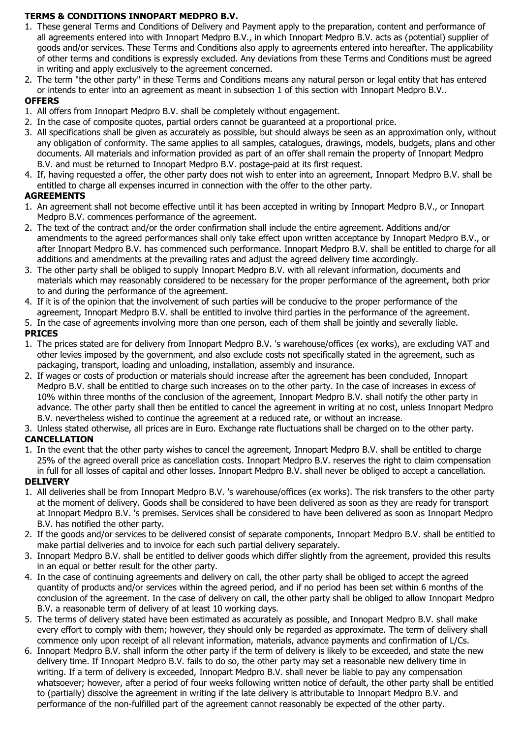# TERMS & CONDITIONS INNOPART MEDPRO B.V.

1. These general Terms and Conditions of Delivery and Payment apply to the preparation, content and performance of all agreements entered into with Innopart Medpro B.V., in which Innopart Medpro B.V. acts as (potential) supplier of goods and/or services. These Terms and Conditions also apply to agreements entered into hereafter. The applicability of other terms and conditions is expressly excluded. Any deviations from these Terms and Conditions must be agreed in writing and apply exclusively to the agreement concerned.
2. The term "the other party" in these Terms and Conditions means any natural person or legal entity that has entered or intends to enter into an agreement as meant in subsection 1 of this section with Innopart Medpro B.V..

## OFFERS

1. All offers from Innopart Medpro B.V. shall be completely without engagement.
2. In the case of composite quotes, partial orders cannot be guaranteed at a proportional price.
3. All specifications shall be given as accurately as possible, but should always be seen as an approximation only, without any obligation of conformity. The same applies to all samples, catalogues, drawings, models, budgets, plans and other documents. All materials and information provided as part of an offer shall remain the property of Innopart Medpro B.V. and must be returned to Innopart Medpro B.V. postage-paid at its first request.
4. If, having requested a offer, the other party does not wish to enter into an agreement, Innopart Medpro B.V. shall be entitled to charge all expenses incurred in connection with the offer to the other party.

## AGREEMENTS

1. An agreement shall not become effective until it has been accepted in writing by Innopart Medpro B.V., or Innopart Medpro B.V. commences performance of the agreement.
2. The text of the contract and/or the order confirmation shall include the entire agreement. Additions and/or amendments to the agreed performances shall only take effect upon written acceptance by Innopart Medpro B.V., or after Innopart Medpro B.V. has commenced such performance. Innopart Medpro B.V. shall be entitled to charge for all additions and amendments at the prevailing rates and adjust the agreed delivery time accordingly.
3. The other party shall be obliged to supply Innopart Medpro B.V. with all relevant information, documents and materials which may reasonably considered to be necessary for the proper performance of the agreement, both prior to and during the performance of the agreement.
4. If it is of the opinion that the involvement of such parties will be conducive to the proper performance of the agreement, Innopart Medpro B.V. shall be entitled to involve third parties in the performance of the agreement.
5. In the case of agreements involving more than one person, each of them shall be jointly and severally liable.

## PRICES

1. The prices stated are for delivery from Innopart Medpro B.V. 's warehouse/offices (ex works), are excluding VAT and other levies imposed by the government, and also exclude costs not specifically stated in the agreement, such as packaging, transport, loading and unloading, installation, assembly and insurance.
2. If wages or costs of production or materials should increase after the agreement has been concluded, Innopart Medpro B.V. shall be entitled to charge such increases on to the other party. In the case of increases in excess of 10% within three months of the conclusion of the agreement, Innopart Medpro B.V. shall notify the other party in advance. The other party shall then be entitled to cancel the agreement in writing at no cost, unless Innopart Medpro B.V. nevertheless wished to continue the agreement at a reduced rate, or without an increase.
3. Unless stated otherwise, all prices are in Euro. Exchange rate fluctuations shall be charged on to the other party.

## CANCELLATION

1. In the event that the other party wishes to cancel the agreement, Innopart Medpro B.V. shall be entitled to charge 25% of the agreed overall price as cancellation costs. Innopart Medpro B.V. reserves the right to claim compensation in full for all losses of capital and other losses. Innopart Medpro B.V. shall never be obliged to accept a cancellation.

## DELIVERY

1. All deliveries shall be from Innopart Medpro B.V. 's warehouse/offices (ex works). The risk transfers to the other party at the moment of delivery. Goods shall be considered to have been delivered as soon as they are ready for transport at Innopart Medpro B.V. 's premises. Services shall be considered to have been delivered as soon as Innopart Medpro B.V. has notified the other party.
2. If the goods and/or services to be delivered consist of separate components, Innopart Medpro B.V. shall be entitled to make partial deliveries and to invoice for each such partial delivery separately.
3. Innopart Medpro B.V. shall be entitled to deliver goods which differ slightly from the agreement, provided this results in an equal or better result for the other party.
4. In the case of continuing agreements and delivery on call, the other party shall be obliged to accept the agreed quantity of products and/or services within the agreed period, and if no period has been set within 6 months of the conclusion of the agreement. In the case of delivery on call, the other party shall be obliged to allow Innopart Medpro B.V. a reasonable term of delivery of at least 10 working days.
5. The terms of delivery stated have been estimated as accurately as possible, and Innopart Medpro B.V. shall make every effort to comply with them; however, they should only be regarded as approximate. The term of delivery shall commence only upon receipt of all relevant information, materials, advance payments and confirmation of L/Cs.
6. Innopart Medpro B.V. shall inform the other party if the term of delivery is likely to be exceeded, and state the new delivery time. If Innopart Medpro B.V. fails to do so, the other party may set a reasonable new delivery time in writing. If a term of delivery is exceeded, Innopart Medpro B.V. shall never be liable to pay any compensation whatsoever; however, after a period of four weeks following written notice of default, the other party shall be entitled to (partially) dissolve the agreement in writing if the late delivery is attributable to Innopart Medpro B.V. and performance of the non-fulfilled part of the agreement cannot reasonably be expected of the other party.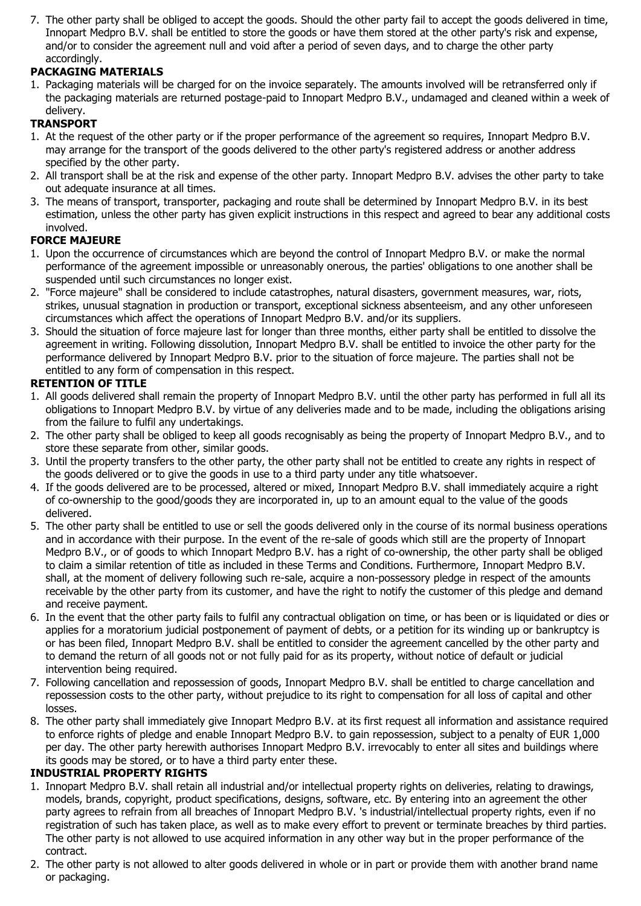7. The other party shall be obliged to accept the goods. Should the other party fail to accept the goods delivered in time, Innopart Medpro B.V. shall be entitled to store the goods or have them stored at the other party's risk and expense, and/or to consider the agreement null and void after a period of seven days, and to charge the other party accordingly.

**PACKAGING MATERIALS**

1. Packaging materials will be charged for on the invoice separately. The amounts involved will be retransferred only if the packaging materials are returned postage-paid to Innopart Medpro B.V., undamaged and cleaned within a week of delivery.

**TRANSPORT**

1. At the request of the other party or if the proper performance of the agreement so requires, Innopart Medpro B.V. may arrange for the transport of the goods delivered to the other party's registered address or another address specified by the other party.
2. All transport shall be at the risk and expense of the other party. Innopart Medpro B.V. advises the other party to take out adequate insurance at all times.
3. The means of transport, transporter, packaging and route shall be determined by Innopart Medpro B.V. in its best estimation, unless the other party has given explicit instructions in this respect and agreed to bear any additional costs involved.

**FORCE MAJEURE**

1. Upon the occurrence of circumstances which are beyond the control of Innopart Medpro B.V. or make the normal performance of the agreement impossible or unreasonably onerous, the parties' obligations to one another shall be suspended until such circumstances no longer exist.
2. "Force majeure" shall be considered to include catastrophes, natural disasters, government measures, war, riots, strikes, unusual stagnation in production or transport, exceptional sickness absenteeism, and any other unforeseen circumstances which affect the operations of Innopart Medpro B.V. and/or its suppliers.
3. Should the situation of force majeure last for longer than three months, either party shall be entitled to dissolve the agreement in writing. Following dissolution, Innopart Medpro B.V. shall be entitled to invoice the other party for the performance delivered by Innopart Medpro B.V. prior to the situation of force majeure. The parties shall not be entitled to any form of compensation in this respect.

**RETENTION OF TITLE**

1. All goods delivered shall remain the property of Innopart Medpro B.V. until the other party has performed in full all its obligations to Innopart Medpro B.V. by virtue of any deliveries made and to be made, including the obligations arising from the failure to fulfil any undertakings.
2. The other party shall be obliged to keep all goods recognisably as being the property of Innopart Medpro B.V., and to store these separate from other, similar goods.
3. Until the property transfers to the other party, the other party shall not be entitled to create any rights in respect of the goods delivered or to give the goods in use to a third party under any title whatsoever.
4. If the goods delivered are to be processed, altered or mixed, Innopart Medpro B.V. shall immediately acquire a right of co-ownership to the good/goods they are incorporated in, up to an amount equal to the value of the goods delivered.
5. The other party shall be entitled to use or sell the goods delivered only in the course of its normal business operations and in accordance with their purpose. In the event of the re-sale of goods which still are the property of Innopart Medpro B.V., or of goods to which Innopart Medpro B.V. has a right of co-ownership, the other party shall be obliged to claim a similar retention of title as included in these Terms and Conditions. Furthermore, Innopart Medpro B.V. shall, at the moment of delivery following such re-sale, acquire a non-possessory pledge in respect of the amounts receivable by the other party from its customer, and have the right to notify the customer of this pledge and demand and receive payment.
6. In the event that the other party fails to fulfil any contractual obligation on time, or has been or is liquidated or dies or applies for a moratorium judicial postponement of payment of debts, or a petition for its winding up or bankruptcy is or has been filed, Innopart Medpro B.V. shall be entitled to consider the agreement cancelled by the other party and to demand the return of all goods not or not fully paid for as its property, without notice of default or judicial intervention being required.
7. Following cancellation and repossession of goods, Innopart Medpro B.V. shall be entitled to charge cancellation and repossession costs to the other party, without prejudice to its right to compensation for all loss of capital and other losses.
8. The other party shall immediately give Innopart Medpro B.V. at its first request all information and assistance required to enforce rights of pledge and enable Innopart Medpro B.V. to gain repossession, subject to a penalty of EUR 1,000 per day. The other party herewith authorises Innopart Medpro B.V. irrevocably to enter all sites and buildings where its goods may be stored, or to have a third party enter these.

**INDUSTRIAL PROPERTY RIGHTS**

1. Innopart Medpro B.V. shall retain all industrial and/or intellectual property rights on deliveries, relating to drawings, models, brands, copyright, product specifications, designs, software, etc. By entering into an agreement the other party agrees to refrain from all breaches of Innopart Medpro B.V. 's industrial/intellectual property rights, even if no registration of such has taken place, as well as to make every effort to prevent or terminate breaches by third parties. The other party is not allowed to use acquired information in any other way but in the proper performance of the contract.
2. The other party is not allowed to alter goods delivered in whole or in part or provide them with another brand name or packaging.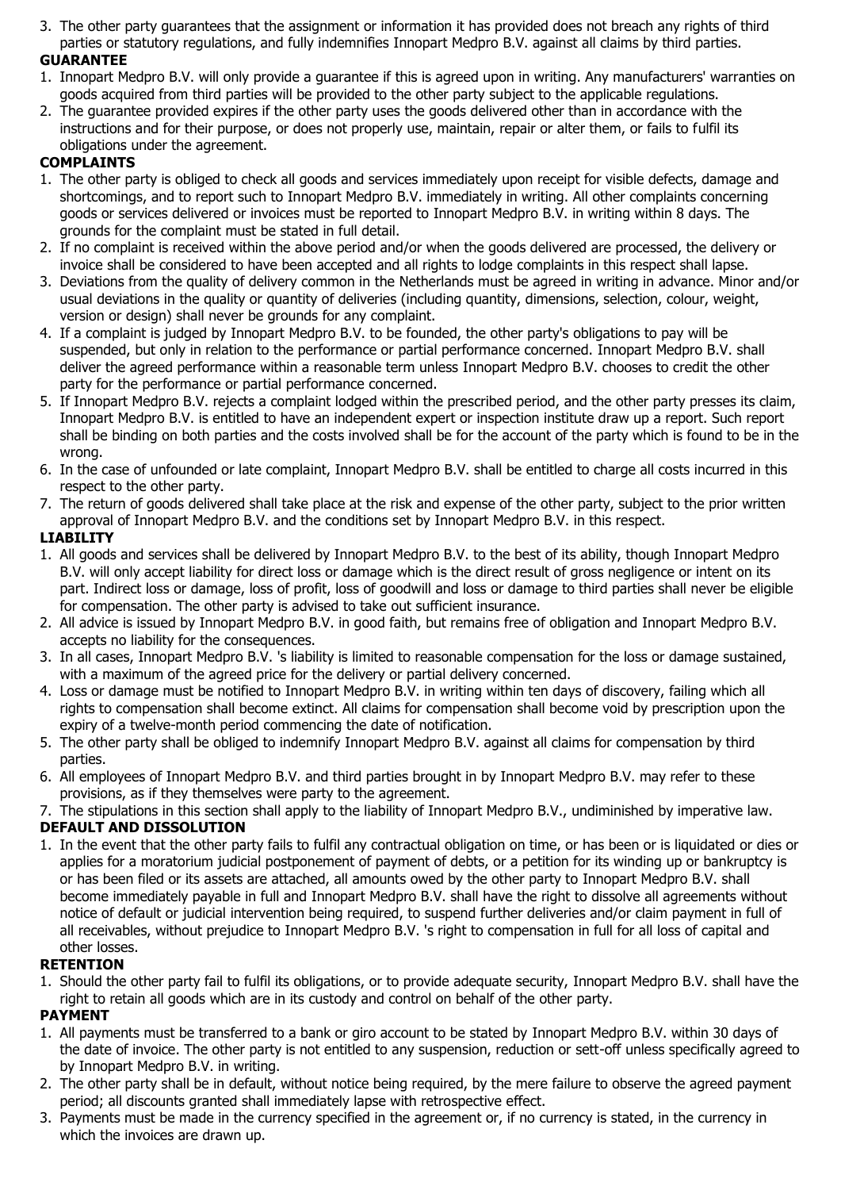3. The other party guarantees that the assignment or information it has provided does not breach any rights of third parties or statutory regulations, and fully indemnifies Innopart Medpro B.V. against all claims by third parties.

**GUARANTEE**

1. Innopart Medpro B.V. will only provide a guarantee if this is agreed upon in writing. Any manufacturers' warranties on goods acquired from third parties will be provided to the other party subject to the applicable regulations.
2. The guarantee provided expires if the other party uses the goods delivered other than in accordance with the instructions and for their purpose, or does not properly use, maintain, repair or alter them, or fails to fulfil its obligations under the agreement.

**COMPLAINTS**

1. The other party is obliged to check all goods and services immediately upon receipt for visible defects, damage and shortcomings, and to report such to Innopart Medpro B.V. immediately in writing. All other complaints concerning goods or services delivered or invoices must be reported to Innopart Medpro B.V. in writing within 8 days. The grounds for the complaint must be stated in full detail.
2. If no complaint is received within the above period and/or when the goods delivered are processed, the delivery or invoice shall be considered to have been accepted and all rights to lodge complaints in this respect shall lapse.
3. Deviations from the quality of delivery common in the Netherlands must be agreed in writing in advance. Minor and/or usual deviations in the quality or quantity of deliveries (including quantity, dimensions, selection, colour, weight, version or design) shall never be grounds for any complaint.
4. If a complaint is judged by Innopart Medpro B.V. to be founded, the other party's obligations to pay will be suspended, but only in relation to the performance or partial performance concerned. Innopart Medpro B.V. shall deliver the agreed performance within a reasonable term unless Innopart Medpro B.V. chooses to credit the other party for the performance or partial performance concerned.
5. If Innopart Medpro B.V. rejects a complaint lodged within the prescribed period, and the other party presses its claim, Innopart Medpro B.V. is entitled to have an independent expert or inspection institute draw up a report. Such report shall be binding on both parties and the costs involved shall be for the account of the party which is found to be in the wrong.
6. In the case of unfounded or late complaint, Innopart Medpro B.V. shall be entitled to charge all costs incurred in this respect to the other party.
7. The return of goods delivered shall take place at the risk and expense of the other party, subject to the prior written approval of Innopart Medpro B.V. and the conditions set by Innopart Medpro B.V. in this respect.

**LIABILITY**

1. All goods and services shall be delivered by Innopart Medpro B.V. to the best of its ability, though Innopart Medpro B.V. will only accept liability for direct loss or damage which is the direct result of gross negligence or intent on its part. Indirect loss or damage, loss of profit, loss of goodwill and loss or damage to third parties shall never be eligible for compensation. The other party is advised to take out sufficient insurance.
2. All advice is issued by Innopart Medpro B.V. in good faith, but remains free of obligation and Innopart Medpro B.V. accepts no liability for the consequences.
3. In all cases, Innopart Medpro B.V. 's liability is limited to reasonable compensation for the loss or damage sustained, with a maximum of the agreed price for the delivery or partial delivery concerned.
4. Loss or damage must be notified to Innopart Medpro B.V. in writing within ten days of discovery, failing which all rights to compensation shall become extinct. All claims for compensation shall become void by prescription upon the expiry of a twelve-month period commencing the date of notification.
5. The other party shall be obliged to indemnify Innopart Medpro B.V. against all claims for compensation by third parties.
6. All employees of Innopart Medpro B.V. and third parties brought in by Innopart Medpro B.V. may refer to these provisions, as if they themselves were party to the agreement.
7. The stipulations in this section shall apply to the liability of Innopart Medpro B.V., undiminished by imperative law.

**DEFAULT AND DISSOLUTION**

1. In the event that the other party fails to fulfil any contractual obligation on time, or has been or is liquidated or dies or applies for a moratorium judicial postponement of payment of debts, or a petition for its winding up or bankruptcy is or has been filed or its assets are attached, all amounts owed by the other party to Innopart Medpro B.V. shall become immediately payable in full and Innopart Medpro B.V. shall have the right to dissolve all agreements without notice of default or judicial intervention being required, to suspend further deliveries and/or claim payment in full of all receivables, without prejudice to Innopart Medpro B.V. 's right to compensation in full for all loss of capital and other losses.

**RETENTION**

1. Should the other party fail to fulfil its obligations, or to provide adequate security, Innopart Medpro B.V. shall have the right to retain all goods which are in its custody and control on behalf of the other party.

**PAYMENT**

1. All payments must be transferred to a bank or giro account to be stated by Innopart Medpro B.V. within 30 days of the date of invoice. The other party is not entitled to any suspension, reduction or sett-off unless specifically agreed to by Innopart Medpro B.V. in writing.
2. The other party shall be in default, without notice being required, by the mere failure to observe the agreed payment period; all discounts granted shall immediately lapse with retrospective effect.
3. Payments must be made in the currency specified in the agreement or, if no currency is stated, in the currency in which the invoices are drawn up.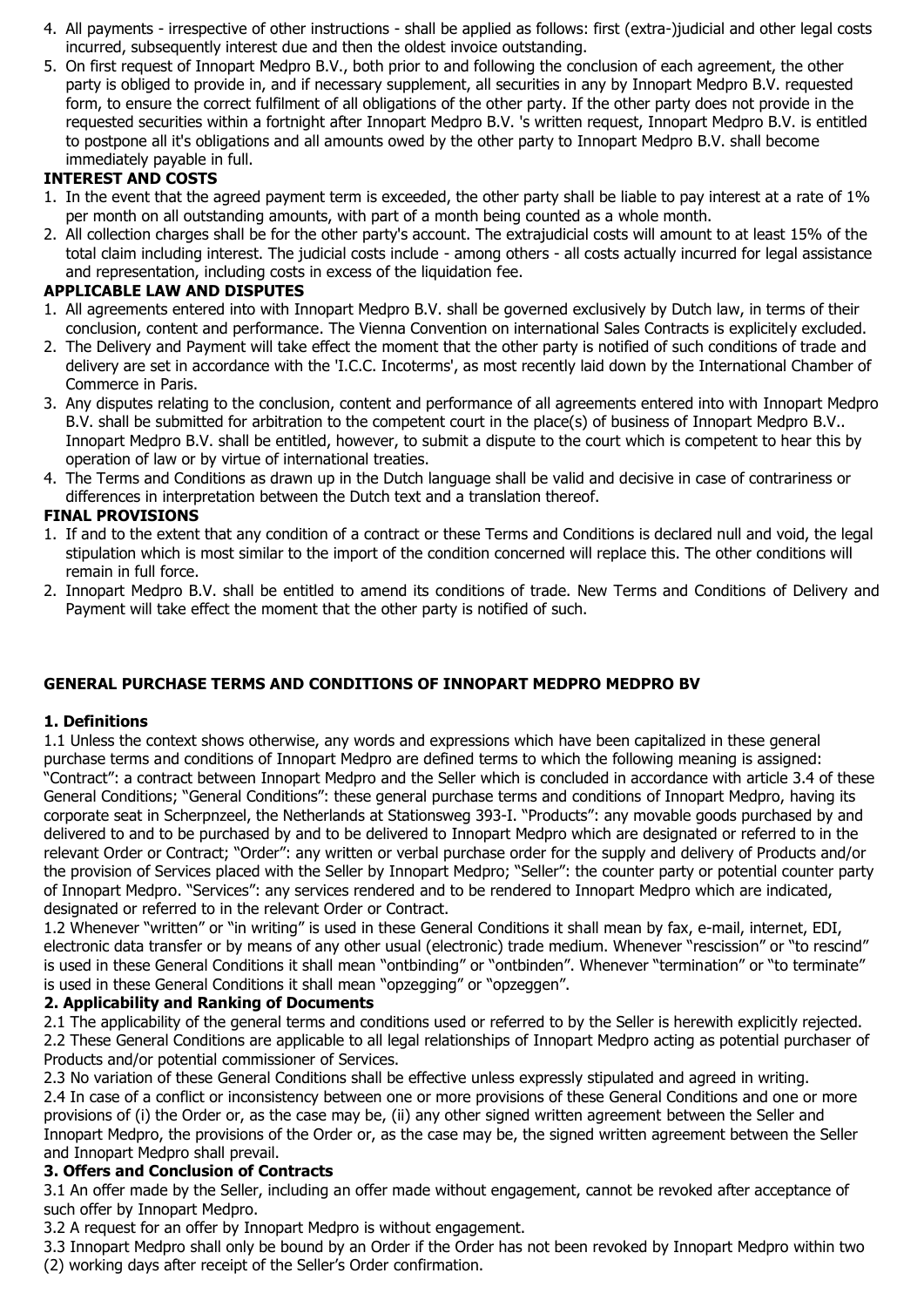4. All payments - irrespective of other instructions - shall be applied as follows: first (extra-)judicial and other legal costs incurred, subsequently interest due and then the oldest invoice outstanding.
5. On first request of Innopart Medpro B.V., both prior to and following the conclusion of each agreement, the other party is obliged to provide in, and if necessary supplement, all securities in any by Innopart Medpro B.V. requested form, to ensure the correct fulfilment of all obligations of the other party. If the other party does not provide in the requested securities within a fortnight after Innopart Medpro B.V. 's written request, Innopart Medpro B.V. is entitled to postpone all it's obligations and all amounts owed by the other party to Innopart Medpro B.V. shall become immediately payable in full.

**INTEREST AND COSTS**

1. In the event that the agreed payment term is exceeded, the other party shall be liable to pay interest at a rate of 1% per month on all outstanding amounts, with part of a month being counted as a whole month.
2. All collection charges shall be for the other party's account. The extrajudicial costs will amount to at least 15% of the total claim including interest. The judicial costs include - among others - all costs actually incurred for legal assistance and representation, including costs in excess of the liquidation fee.

**APPLICABLE LAW AND DISPUTES**

1. All agreements entered into with Innopart Medpro B.V. shall be governed exclusively by Dutch law, in terms of their conclusion, content and performance. The Vienna Convention on international Sales Contracts is explicitely excluded.
2. The Delivery and Payment will take effect the moment that the other party is notified of such conditions of trade and delivery are set in accordance with the 'I.C.C. Incoterms', as most recently laid down by the International Chamber of Commerce in Paris.
3. Any disputes relating to the conclusion, content and performance of all agreements entered into with Innopart Medpro B.V. shall be submitted for arbitration to the competent court in the place(s) of business of Innopart Medpro B.V.. Innopart Medpro B.V. shall be entitled, however, to submit a dispute to the court which is competent to hear this by operation of law or by virtue of international treaties.
4. The Terms and Conditions as drawn up in the Dutch language shall be valid and decisive in case of contrariness or differences in interpretation between the Dutch text and a translation thereof.

**FINAL PROVISIONS**

1. If and to the extent that any condition of a contract or these Terms and Conditions is declared null and void, the legal stipulation which is most similar to the import of the condition concerned will replace this. The other conditions will remain in full force.
2. Innopart Medpro B.V. shall be entitled to amend its conditions of trade. New Terms and Conditions of Delivery and Payment will take effect the moment that the other party is notified of such.

## GENERAL PURCHASE TERMS AND CONDITIONS OF INNOPART MEDPRO MEDPRO BV

**1. Definitions**

1.1 Unless the context shows otherwise, any words and expressions which have been capitalized in these general purchase terms and conditions of Innopart Medpro are defined terms to which the following meaning is assigned: "Contract": a contract between Innopart Medpro and the Seller which is concluded in accordance with article 3.4 of these General Conditions; "General Conditions": these general purchase terms and conditions of Innopart Medpro, having its corporate seat in Scherpnzeel, the Netherlands at Stationsweg 393-I. "Products": any movable goods purchased by and delivered to and to be purchased by and to be delivered to Innopart Medpro which are designated or referred to in the relevant Order or Contract; "Order": any written or verbal purchase order for the supply and delivery of Products and/or the provision of Services placed with the Seller by Innopart Medpro; "Seller": the counter party or potential counter party of Innopart Medpro. "Services": any services rendered and to be rendered to Innopart Medpro which are indicated, designated or referred to in the relevant Order or Contract.

1.2 Whenever "written" or "in writing" is used in these General Conditions it shall mean by fax, e-mail, internet, EDI, electronic data transfer or by means of any other usual (electronic) trade medium. Whenever "rescission" or "to rescind" is used in these General Conditions it shall mean "ontbinding" or "ontbinden". Whenever "termination" or "to terminate" is used in these General Conditions it shall mean "opzegging" or "opzeggen".

**2. Applicability and Ranking of Documents**

2.1 The applicability of the general terms and conditions used or referred to by the Seller is herewith explicitly rejected.
2.2 These General Conditions are applicable to all legal relationships of Innopart Medpro acting as potential purchaser of Products and/or potential commissioner of Services.
2.3 No variation of these General Conditions shall be effective unless expressly stipulated and agreed in writing.
2.4 In case of a conflict or inconsistency between one or more provisions of these General Conditions and one or more provisions of (i) the Order or, as the case may be, (ii) any other signed written agreement between the Seller and Innopart Medpro, the provisions of the Order or, as the case may be, the signed written agreement between the Seller and Innopart Medpro shall prevail.

**3. Offers and Conclusion of Contracts**

3.1 An offer made by the Seller, including an offer made without engagement, cannot be revoked after acceptance of such offer by Innopart Medpro.
3.2 A request for an offer by Innopart Medpro is without engagement.
3.3 Innopart Medpro shall only be bound by an Order if the Order has not been revoked by Innopart Medpro within two (2) working days after receipt of the Seller's Order confirmation.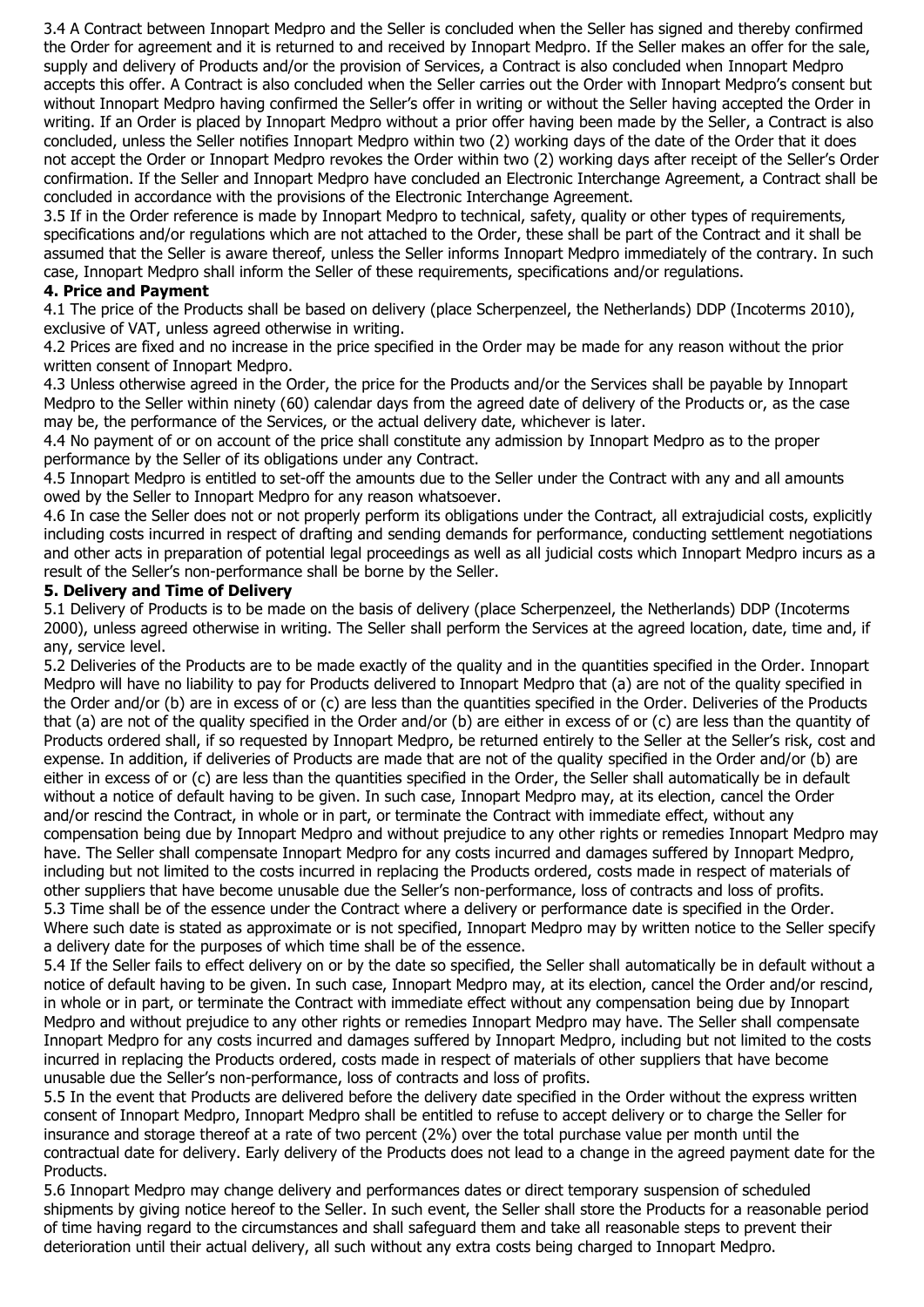3.4 A Contract between Innopart Medpro and the Seller is concluded when the Seller has signed and thereby confirmed the Order for agreement and it is returned to and received by Innopart Medpro. If the Seller makes an offer for the sale, supply and delivery of Products and/or the provision of Services, a Contract is also concluded when Innopart Medpro accepts this offer. A Contract is also concluded when the Seller carries out the Order with Innopart Medpro's consent but without Innopart Medpro having confirmed the Seller's offer in writing or without the Seller having accepted the Order in writing. If an Order is placed by Innopart Medpro without a prior offer having been made by the Seller, a Contract is also concluded, unless the Seller notifies Innopart Medpro within two (2) working days of the date of the Order that it does not accept the Order or Innopart Medpro revokes the Order within two (2) working days after receipt of the Seller's Order confirmation. If the Seller and Innopart Medpro have concluded an Electronic Interchange Agreement, a Contract shall be concluded in accordance with the provisions of the Electronic Interchange Agreement.

3.5 If in the Order reference is made by Innopart Medpro to technical, safety, quality or other types of requirements, specifications and/or regulations which are not attached to the Order, these shall be part of the Contract and it shall be assumed that the Seller is aware thereof, unless the Seller informs Innopart Medpro immediately of the contrary. In such case, Innopart Medpro shall inform the Seller of these requirements, specifications and/or regulations.

**4. Price and Payment**

4.1 The price of the Products shall be based on delivery (place Scherpenzeel, the Netherlands) DDP (Incoterms 2010), exclusive of VAT, unless agreed otherwise in writing.

4.2 Prices are fixed and no increase in the price specified in the Order may be made for any reason without the prior written consent of Innopart Medpro.

4.3 Unless otherwise agreed in the Order, the price for the Products and/or the Services shall be payable by Innopart Medpro to the Seller within ninety (60) calendar days from the agreed date of delivery of the Products or, as the case may be, the performance of the Services, or the actual delivery date, whichever is later.

4.4 No payment of or on account of the price shall constitute any admission by Innopart Medpro as to the proper performance by the Seller of its obligations under any Contract.

4.5 Innopart Medpro is entitled to set-off the amounts due to the Seller under the Contract with any and all amounts owed by the Seller to Innopart Medpro for any reason whatsoever.

4.6 In case the Seller does not or not properly perform its obligations under the Contract, all extrajudicial costs, explicitly including costs incurred in respect of drafting and sending demands for performance, conducting settlement negotiations and other acts in preparation of potential legal proceedings as well as all judicial costs which Innopart Medpro incurs as a result of the Seller's non-performance shall be borne by the Seller.

**5. Delivery and Time of Delivery**

5.1 Delivery of Products is to be made on the basis of delivery (place Scherpenzeel, the Netherlands) DDP (Incoterms 2000), unless agreed otherwise in writing. The Seller shall perform the Services at the agreed location, date, time and, if any, service level.

5.2 Deliveries of the Products are to be made exactly of the quality and in the quantities specified in the Order. Innopart Medpro will have no liability to pay for Products delivered to Innopart Medpro that (a) are not of the quality specified in the Order and/or (b) are in excess of or (c) are less than the quantities specified in the Order. Deliveries of the Products that (a) are not of the quality specified in the Order and/or (b) are either in excess of or (c) are less than the quantity of Products ordered shall, if so requested by Innopart Medpro, be returned entirely to the Seller at the Seller's risk, cost and expense. In addition, if deliveries of Products are made that are not of the quality specified in the Order and/or (b) are either in excess of or (c) are less than the quantities specified in the Order, the Seller shall automatically be in default without a notice of default having to be given. In such case, Innopart Medpro may, at its election, cancel the Order and/or rescind the Contract, in whole or in part, or terminate the Contract with immediate effect, without any compensation being due by Innopart Medpro and without prejudice to any other rights or remedies Innopart Medpro may have. The Seller shall compensate Innopart Medpro for any costs incurred and damages suffered by Innopart Medpro, including but not limited to the costs incurred in replacing the Products ordered, costs made in respect of materials of other suppliers that have become unusable due the Seller's non-performance, loss of contracts and loss of profits.

5.3 Time shall be of the essence under the Contract where a delivery or performance date is specified in the Order. Where such date is stated as approximate or is not specified, Innopart Medpro may by written notice to the Seller specify a delivery date for the purposes of which time shall be of the essence.

5.4 If the Seller fails to effect delivery on or by the date so specified, the Seller shall automatically be in default without a notice of default having to be given. In such case, Innopart Medpro may, at its election, cancel the Order and/or rescind, in whole or in part, or terminate the Contract with immediate effect without any compensation being due by Innopart Medpro and without prejudice to any other rights or remedies Innopart Medpro may have. The Seller shall compensate Innopart Medpro for any costs incurred and damages suffered by Innopart Medpro, including but not limited to the costs incurred in replacing the Products ordered, costs made in respect of materials of other suppliers that have become unusable due the Seller's non-performance, loss of contracts and loss of profits.

5.5 In the event that Products are delivered before the delivery date specified in the Order without the express written consent of Innopart Medpro, Innopart Medpro shall be entitled to refuse to accept delivery or to charge the Seller for insurance and storage thereof at a rate of two percent (2%) over the total purchase value per month until the contractual date for delivery. Early delivery of the Products does not lead to a change in the agreed payment date for the Products.

5.6 Innopart Medpro may change delivery and performances dates or direct temporary suspension of scheduled shipments by giving notice hereof to the Seller. In such event, the Seller shall store the Products for a reasonable period of time having regard to the circumstances and shall safeguard them and take all reasonable steps to prevent their deterioration until their actual delivery, all such without any extra costs being charged to Innopart Medpro.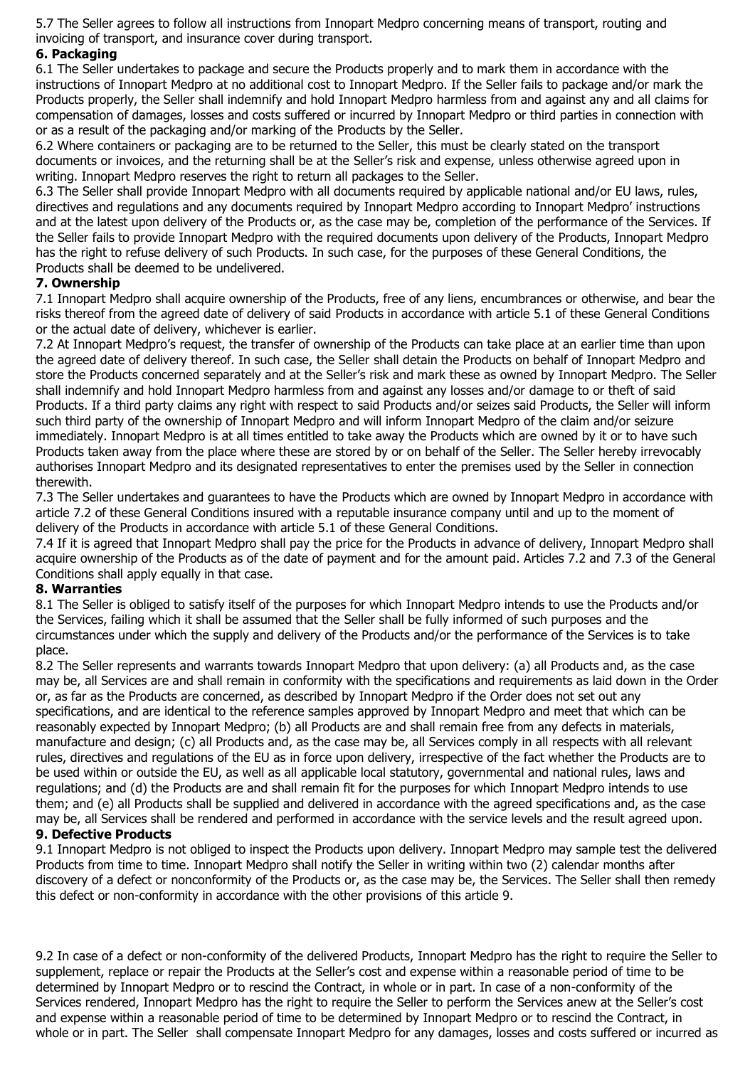5.7 The Seller agrees to follow all instructions from Innopart Medpro concerning means of transport, routing and invoicing of transport, and insurance cover during transport.

## 6. Packaging

6.1 The Seller undertakes to package and secure the Products properly and to mark them in accordance with the instructions of Innopart Medpro at no additional cost to Innopart Medpro. If the Seller fails to package and/or mark the Products properly, the Seller shall indemnify and hold Innopart Medpro harmless from and against any and all claims for compensation of damages, losses and costs suffered or incurred by Innopart Medpro or third parties in connection with or as a result of the packaging and/or marking of the Products by the Seller.

6.2 Where containers or packaging are to be returned to the Seller, this must be clearly stated on the transport documents or invoices, and the returning shall be at the Seller's risk and expense, unless otherwise agreed upon in writing. Innopart Medpro reserves the right to return all packages to the Seller.

6.3 The Seller shall provide Innopart Medpro with all documents required by applicable national and/or EU laws, rules, directives and regulations and any documents required by Innopart Medpro according to Innopart Medpro' instructions and at the latest upon delivery of the Products or, as the case may be, completion of the performance of the Services. If the Seller fails to provide Innopart Medpro with the required documents upon delivery of the Products, Innopart Medpro has the right to refuse delivery of such Products. In such case, for the purposes of these General Conditions, the Products shall be deemed to be undelivered.

## 7. Ownership

7.1 Innopart Medpro shall acquire ownership of the Products, free of any liens, encumbrances or otherwise, and bear the risks thereof from the agreed date of delivery of said Products in accordance with article 5.1 of these General Conditions or the actual date of delivery, whichever is earlier.

7.2 At Innopart Medpro's request, the transfer of ownership of the Products can take place at an earlier time than upon the agreed date of delivery thereof. In such case, the Seller shall detain the Products on behalf of Innopart Medpro and store the Products concerned separately and at the Seller's risk and mark these as owned by Innopart Medpro. The Seller shall indemnify and hold Innopart Medpro harmless from and against any losses and/or damage to or theft of said Products. If a third party claims any right with respect to said Products and/or seizes said Products, the Seller will inform such third party of the ownership of Innopart Medpro and will inform Innopart Medpro of the claim and/or seizure immediately. Innopart Medpro is at all times entitled to take away the Products which are owned by it or to have such Products taken away from the place where these are stored by or on behalf of the Seller. The Seller hereby irrevocably authorises Innopart Medpro and its designated representatives to enter the premises used by the Seller in connection therewith.

7.3 The Seller undertakes and guarantees to have the Products which are owned by Innopart Medpro in accordance with article 7.2 of these General Conditions insured with a reputable insurance company until and up to the moment of delivery of the Products in accordance with article 5.1 of these General Conditions.

7.4 If it is agreed that Innopart Medpro shall pay the price for the Products in advance of delivery, Innopart Medpro shall acquire ownership of the Products as of the date of payment and for the amount paid. Articles 7.2 and 7.3 of the General Conditions shall apply equally in that case.

## 8. Warranties

8.1 The Seller is obliged to satisfy itself of the purposes for which Innopart Medpro intends to use the Products and/or the Services, failing which it shall be assumed that the Seller shall be fully informed of such purposes and the circumstances under which the supply and delivery of the Products and/or the performance of the Services is to take place.

8.2 The Seller represents and warrants towards Innopart Medpro that upon delivery: (a) all Products and, as the case may be, all Services are and shall remain in conformity with the specifications and requirements as laid down in the Order or, as far as the Products are concerned, as described by Innopart Medpro if the Order does not set out any specifications, and are identical to the reference samples approved by Innopart Medpro and meet that which can be reasonably expected by Innopart Medpro; (b) all Products are and shall remain free from any defects in materials, manufacture and design; (c) all Products and, as the case may be, all Services comply in all respects with all relevant rules, directives and regulations of the EU as in force upon delivery, irrespective of the fact whether the Products are to be used within or outside the EU, as well as all applicable local statutory, governmental and national rules, laws and regulations; and (d) the Products are and shall remain fit for the purposes for which Innopart Medpro intends to use them; and (e) all Products shall be supplied and delivered in accordance with the agreed specifications and, as the case may be, all Services shall be rendered and performed in accordance with the service levels and the result agreed upon.

## 9. Defective Products

9.1 Innopart Medpro is not obliged to inspect the Products upon delivery. Innopart Medpro may sample test the delivered Products from time to time. Innopart Medpro shall notify the Seller in writing within two (2) calendar months after discovery of a defect or nonconformity of the Products or, as the case may be, the Services. The Seller shall then remedy this defect or non-conformity in accordance with the other provisions of this article 9.

9.2 In case of a defect or non-conformity of the delivered Products, Innopart Medpro has the right to require the Seller to supplement, replace or repair the Products at the Seller's cost and expense within a reasonable period of time to be determined by Innopart Medpro or to rescind the Contract, in whole or in part. In case of a non-conformity of the Services rendered, Innopart Medpro has the right to require the Seller to perform the Services anew at the Seller's cost and expense within a reasonable period of time to be determined by Innopart Medpro or to rescind the Contract, in whole or in part. The Seller shall compensate Innopart Medpro for any damages, losses and costs suffered or incurred as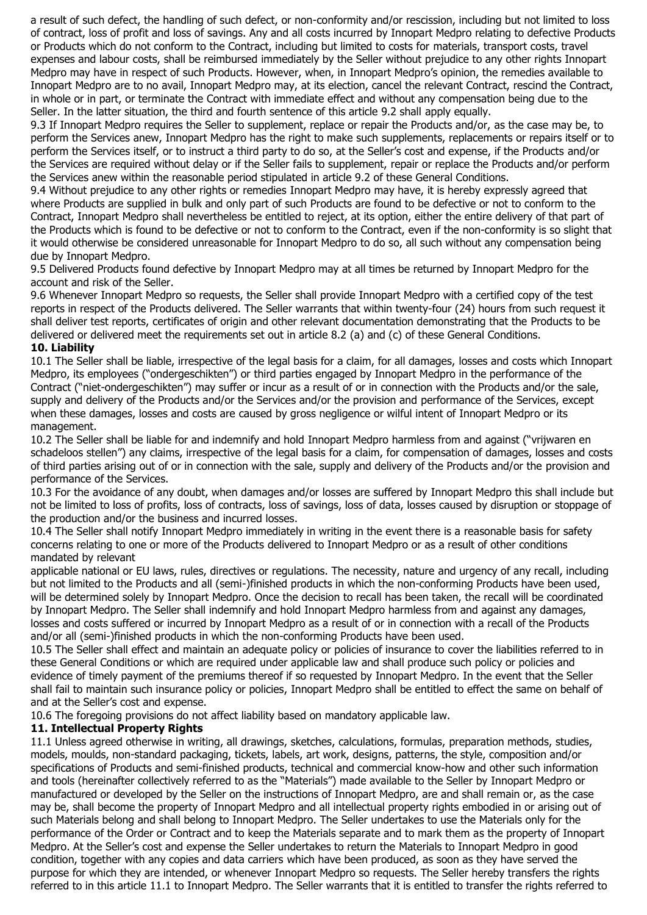a result of such defect, the handling of such defect, or non-conformity and/or rescission, including but not limited to loss of contract, loss of profit and loss of savings. Any and all costs incurred by Innopart Medpro relating to defective Products or Products which do not conform to the Contract, including but limited to costs for materials, transport costs, travel expenses and labour costs, shall be reimbursed immediately by the Seller without prejudice to any other rights Innopart Medpro may have in respect of such Products. However, when, in Innopart Medpro's opinion, the remedies available to Innopart Medpro are to no avail, Innopart Medpro may, at its election, cancel the relevant Contract, rescind the Contract, in whole or in part, or terminate the Contract with immediate effect and without any compensation being due to the Seller. In the latter situation, the third and fourth sentence of this article 9.2 shall apply equally.

9.3 If Innopart Medpro requires the Seller to supplement, replace or repair the Products and/or, as the case may be, to perform the Services anew, Innopart Medpro has the right to make such supplements, replacements or repairs itself or to perform the Services itself, or to instruct a third party to do so, at the Seller's cost and expense, if the Products and/or the Services are required without delay or if the Seller fails to supplement, repair or replace the Products and/or perform the Services anew within the reasonable period stipulated in article 9.2 of these General Conditions.

9.4 Without prejudice to any other rights or remedies Innopart Medpro may have, it is hereby expressly agreed that where Products are supplied in bulk and only part of such Products are found to be defective or not to conform to the Contract, Innopart Medpro shall nevertheless be entitled to reject, at its option, either the entire delivery of that part of the Products which is found to be defective or not to conform to the Contract, even if the non-conformity is so slight that it would otherwise be considered unreasonable for Innopart Medpro to do so, all such without any compensation being due by Innopart Medpro.

9.5 Delivered Products found defective by Innopart Medpro may at all times be returned by Innopart Medpro for the account and risk of the Seller.

9.6 Whenever Innopart Medpro so requests, the Seller shall provide Innopart Medpro with a certified copy of the test reports in respect of the Products delivered. The Seller warrants that within twenty-four (24) hours from such request it shall deliver test reports, certificates of origin and other relevant documentation demonstrating that the Products to be delivered or delivered meet the requirements set out in article 8.2 (a) and (c) of these General Conditions.

**10. Liability**

10.1 The Seller shall be liable, irrespective of the legal basis for a claim, for all damages, losses and costs which Innopart Medpro, its employees ("ondergeschikten") or third parties engaged by Innopart Medpro in the performance of the Contract ("niet-ondergeschikten") may suffer or incur as a result of or in connection with the Products and/or the sale, supply and delivery of the Products and/or the Services and/or the provision and performance of the Services, except when these damages, losses and costs are caused by gross negligence or wilful intent of Innopart Medpro or its management.

10.2 The Seller shall be liable for and indemnify and hold Innopart Medpro harmless from and against ("vrijwaren en schadeloos stellen") any claims, irrespective of the legal basis for a claim, for compensation of damages, losses and costs of third parties arising out of or in connection with the sale, supply and delivery of the Products and/or the provision and performance of the Services.

10.3 For the avoidance of any doubt, when damages and/or losses are suffered by Innopart Medpro this shall include but not be limited to loss of profits, loss of contracts, loss of savings, loss of data, losses caused by disruption or stoppage of the production and/or the business and incurred losses.

10.4 The Seller shall notify Innopart Medpro immediately in writing in the event there is a reasonable basis for safety concerns relating to one or more of the Products delivered to Innopart Medpro or as a result of other conditions mandated by relevant applicable national or EU laws, rules, directives or regulations. The necessity, nature and urgency of any recall, including but not limited to the Products and all (semi-)finished products in which the non-conforming Products have been used, will be determined solely by Innopart Medpro. Once the decision to recall has been taken, the recall will be coordinated by Innopart Medpro. The Seller shall indemnify and hold Innopart Medpro harmless from and against any damages, losses and costs suffered or incurred by Innopart Medpro as a result of or in connection with a recall of the Products and/or all (semi-)finished products in which the non-conforming Products have been used.

10.5 The Seller shall effect and maintain an adequate policy or policies of insurance to cover the liabilities referred to in these General Conditions or which are required under applicable law and shall produce such policy or policies and evidence of timely payment of the premiums thereof if so requested by Innopart Medpro. In the event that the Seller shall fail to maintain such insurance policy or policies, Innopart Medpro shall be entitled to effect the same on behalf of and at the Seller's cost and expense.

10.6 The foregoing provisions do not affect liability based on mandatory applicable law.

**11. Intellectual Property Rights**

11.1 Unless agreed otherwise in writing, all drawings, sketches, calculations, formulas, preparation methods, studies, models, moulds, non-standard packaging, tickets, labels, art work, designs, patterns, the style, composition and/or specifications of Products and semi-finished products, technical and commercial know-how and other such information and tools (hereinafter collectively referred to as the "Materials") made available to the Seller by Innopart Medpro or manufactured or developed by the Seller on the instructions of Innopart Medpro, are and shall remain or, as the case may be, shall become the property of Innopart Medpro and all intellectual property rights embodied in or arising out of such Materials belong and shall belong to Innopart Medpro. The Seller undertakes to use the Materials only for the performance of the Order or Contract and to keep the Materials separate and to mark them as the property of Innopart Medpro. At the Seller's cost and expense the Seller undertakes to return the Materials to Innopart Medpro in good condition, together with any copies and data carriers which have been produced, as soon as they have served the purpose for which they are intended, or whenever Innopart Medpro so requests. The Seller hereby transfers the rights referred to in this article 11.1 to Innopart Medpro. The Seller warrants that it is entitled to transfer the rights referred to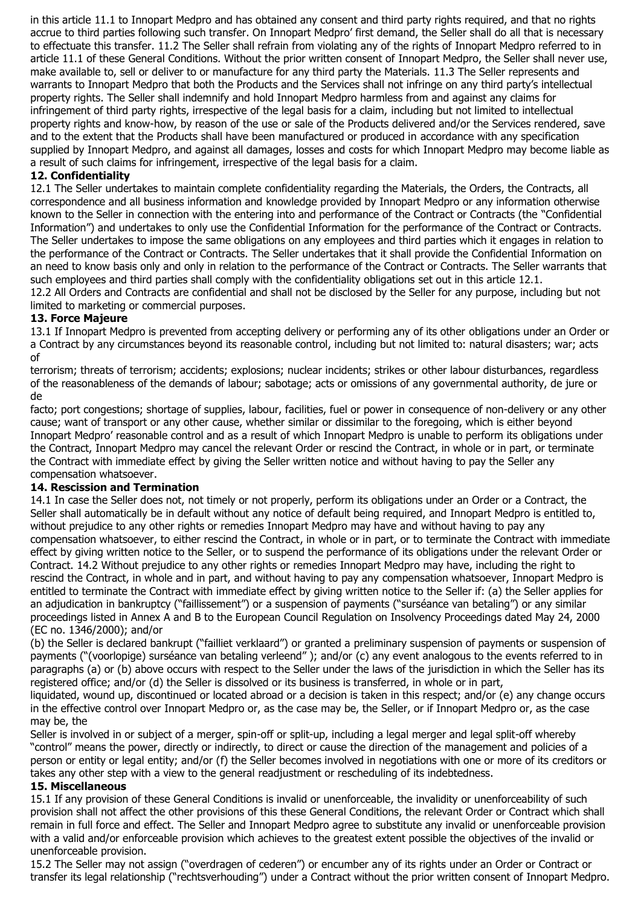in this article 11.1 to Innopart Medpro and has obtained any consent and third party rights required, and that no rights accrue to third parties following such transfer. On Innopart Medpro' first demand, the Seller shall do all that is necessary to effectuate this transfer. 11.2 The Seller shall refrain from violating any of the rights of Innopart Medpro referred to in article 11.1 of these General Conditions. Without the prior written consent of Innopart Medpro, the Seller shall never use, make available to, sell or deliver to or manufacture for any third party the Materials. 11.3 The Seller represents and warrants to Innopart Medpro that both the Products and the Services shall not infringe on any third party's intellectual property rights. The Seller shall indemnify and hold Innopart Medpro harmless from and against any claims for infringement of third party rights, irrespective of the legal basis for a claim, including but not limited to intellectual property rights and know-how, by reason of the use or sale of the Products delivered and/or the Services rendered, save and to the extent that the Products shall have been manufactured or produced in accordance with any specification supplied by Innopart Medpro, and against all damages, losses and costs for which Innopart Medpro may become liable as a result of such claims for infringement, irrespective of the legal basis for a claim.

**12. Confidentiality**

12.1 The Seller undertakes to maintain complete confidentiality regarding the Materials, the Orders, the Contracts, all correspondence and all business information and knowledge provided by Innopart Medpro or any information otherwise known to the Seller in connection with the entering into and performance of the Contract or Contracts (the "Confidential Information") and undertakes to only use the Confidential Information for the performance of the Contract or Contracts. The Seller undertakes to impose the same obligations on any employees and third parties which it engages in relation to the performance of the Contract or Contracts. The Seller undertakes that it shall provide the Confidential Information on an need to know basis only and only in relation to the performance of the Contract or Contracts. The Seller warrants that such employees and third parties shall comply with the confidentiality obligations set out in this article 12.1.

12.2 All Orders and Contracts are confidential and shall not be disclosed by the Seller for any purpose, including but not limited to marketing or commercial purposes.

**13. Force Majeure**

13.1 If Innopart Medpro is prevented from accepting delivery or performing any of its other obligations under an Order or a Contract by any circumstances beyond its reasonable control, including but not limited to: natural disasters; war; acts of terrorism; threats of terrorism; accidents; explosions; nuclear incidents; strikes or other labour disturbances, regardless of the reasonableness of the demands of labour; sabotage; acts or omissions of any governmental authority, de jure or de facto; port congestions; shortage of supplies, labour, facilities, fuel or power in consequence of non-delivery or any other cause; want of transport or any other cause, whether similar or dissimilar to the foregoing, which is either beyond Innopart Medpro' reasonable control and as a result of which Innopart Medpro is unable to perform its obligations under the Contract, Innopart Medpro may cancel the relevant Order or rescind the Contract, in whole or in part, or terminate the Contract with immediate effect by giving the Seller written notice and without having to pay the Seller any compensation whatsoever.

**14. Rescission and Termination**

14.1 In case the Seller does not, not timely or not properly, perform its obligations under an Order or a Contract, the Seller shall automatically be in default without any notice of default being required, and Innopart Medpro is entitled to, without prejudice to any other rights or remedies Innopart Medpro may have and without having to pay any compensation whatsoever, to either rescind the Contract, in whole or in part, or to terminate the Contract with immediate effect by giving written notice to the Seller, or to suspend the performance of its obligations under the relevant Order or Contract. 14.2 Without prejudice to any other rights or remedies Innopart Medpro may have, including the right to rescind the Contract, in whole and in part, and without having to pay any compensation whatsoever, Innopart Medpro is entitled to terminate the Contract with immediate effect by giving written notice to the Seller if: (a) the Seller applies for an adjudication in bankruptcy ("faillissement") or a suspension of payments ("surséance van betaling") or any similar proceedings listed in Annex A and B to the European Council Regulation on Insolvency Proceedings dated May 24, 2000 (EC no. 1346/2000); and/or

(b) the Seller is declared bankrupt ("failliet verklaard") or granted a preliminary suspension of payments or suspension of payments ("(voorlopige) surséance van betaling verleend" ); and/or (c) any event analogous to the events referred to in paragraphs (a) or (b) above occurs with respect to the Seller under the laws of the jurisdiction in which the Seller has its registered office; and/or (d) the Seller is dissolved or its business is transferred, in whole or in part, liquidated, wound up, discontinued or located abroad or a decision is taken in this respect; and/or (e) any change occurs in the effective control over Innopart Medpro or, as the case may be, the Seller, or if Innopart Medpro or, as the case may be, the Seller is involved in or subject of a merger, spin-off or split-up, including a legal merger and legal split-off whereby "control" means the power, directly or indirectly, to direct or cause the direction of the management and policies of a person or entity or legal entity; and/or (f) the Seller becomes involved in negotiations with one or more of its creditors or takes any other step with a view to the general readjustment or rescheduling of its indebtedness.

**15. Miscellaneous**

15.1 If any provision of these General Conditions is invalid or unenforceable, the invalidity or unenforceability of such provision shall not affect the other provisions of this these General Conditions, the relevant Order or Contract which shall remain in full force and effect. The Seller and Innopart Medpro agree to substitute any invalid or unenforceable provision with a valid and/or enforceable provision which achieves to the greatest extent possible the objectives of the invalid or unenforceable provision.

15.2 The Seller may not assign ("overdragen of cederen") or encumber any of its rights under an Order or Contract or transfer its legal relationship ("rechtsverhouding") under a Contract without the prior written consent of Innopart Medpro.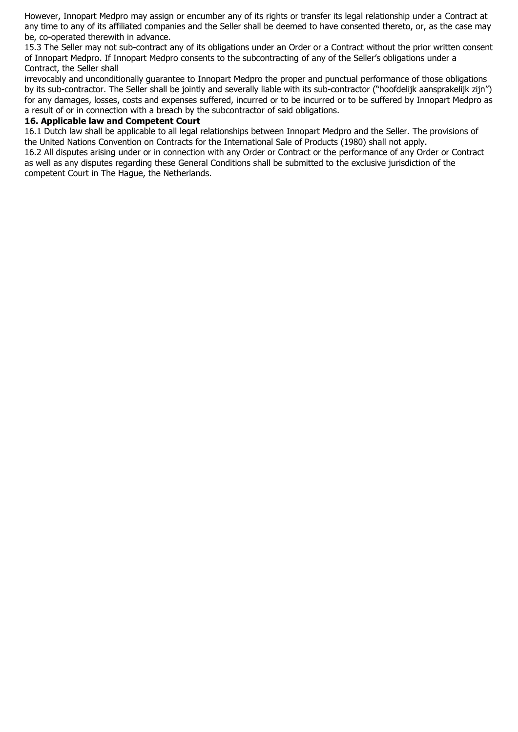However, Innopart Medpro may assign or encumber any of its rights or transfer its legal relationship under a Contract at any time to any of its affiliated companies and the Seller shall be deemed to have consented thereto, or, as the case may be, co-operated therewith in advance.

15.3 The Seller may not sub-contract any of its obligations under an Order or a Contract without the prior written consent of Innopart Medpro. If Innopart Medpro consents to the subcontracting of any of the Seller's obligations under a Contract, the Seller shall irrevocably and unconditionally guarantee to Innopart Medpro the proper and punctual performance of those obligations by its sub-contractor. The Seller shall be jointly and severally liable with its sub-contractor ("hoofdelijk aansprakelijk zijn") for any damages, losses, costs and expenses suffered, incurred or to be incurred or to be suffered by Innopart Medpro as a result of or in connection with a breach by the subcontractor of said obligations.

**16. Applicable law and Competent Court**

16.1 Dutch law shall be applicable to all legal relationships between Innopart Medpro and the Seller. The provisions of the United Nations Convention on Contracts for the International Sale of Products (1980) shall not apply.

16.2 All disputes arising under or in connection with any Order or Contract or the performance of any Order or Contract as well as any disputes regarding these General Conditions shall be submitted to the exclusive jurisdiction of the competent Court in The Hague, the Netherlands.